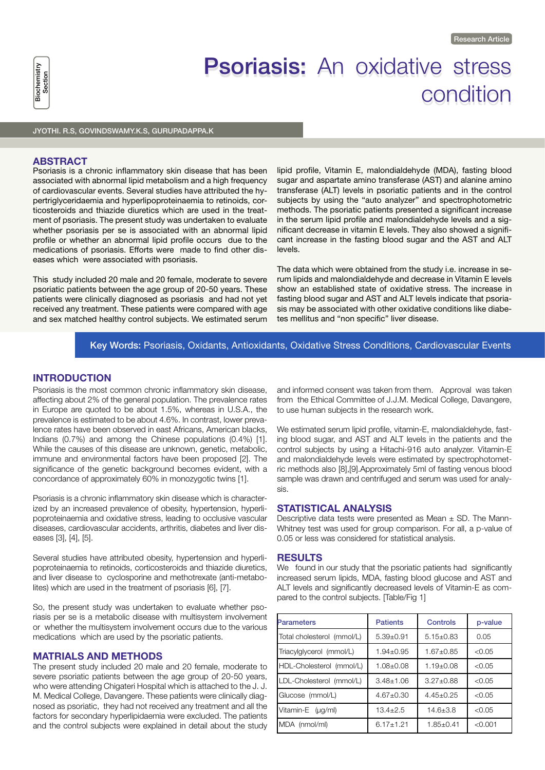Research Article

Biochemistry Section

# Psoriasis: An oxidative stress condition

JYOTHI. R.S, GOVINDSWAMY.K.S, GURUPADAPPA.K

## ABSTRACT

Psoriasis is a chronic inflammatory skin disease that has been associated with abnormal lipid metabolism and a high frequency of cardiovascular events. Several studies have attributed the hypertriglyceridaemia and hyperlipoproteinaemia to retinoids, corticosteroids and thiazide diuretics which are used in the treatment of psoriasis. The present study was undertaken to evaluate whether psoriasis per se is associated with an abnormal lipid profile or whether an abnormal lipid profile occurs due to the medications of psoriasis. Efforts were made to find other diseases which were associated with psoriasis.

This study included 20 male and 20 female, moderate to severe psoriatic patients between the age group of 20-50 years. These patients were clinically diagnosed as psoriasis and had not yet received any treatment. These patients were compared with age and sex matched healthy control subjects. We estimated serum lipid profile, Vitamin E, malondialdehyde (MDA), fasting blood sugar and aspartate amino transferase (AST) and alanine amino transferase (ALT) levels in psoriatic patients and in the control subjects by using the "auto analyzer" and spectrophotometric methods. The psoriatic patients presented a significant increase in the serum lipid profile and malondialdehyde levels and a significant decrease in vitamin E levels. They also showed a significant increase in the fasting blood sugar and the AST and ALT levels.

The data which were obtained from the study i.e. increase in serum lipids and malondialdehyde and decrease in Vitamin E levels show an established state of oxidative stress. The increase in fasting blood sugar and AST and ALT levels indicate that psoriasis may be associated with other oxidative conditions like diabetes mellitus and "non specific" liver disease.

**Key Words:** Psoriasis, Oxidants, Antioxidants, Oxidative Stress Conditions, Cardiovascular Events

## INTRODUCTION

Psoriasis is the most common chronic inflammatory skin disease, affecting about 2% of the general population. The prevalence rates in Europe are quoted to be about 1.5%, whereas in U.S.A., the prevalence is estimated to be about 4.6%. In contrast, lower prevalence rates have been observed in east Africans, American blacks, Indians (0.7%) and among the Chinese populations (0.4%) [1]. While the causes of this disease are unknown, genetic, metabolic, immune and environmental factors have been proposed [2]. The significance of the genetic background becomes evident, with a concordance of approximately 60% in monozygotic twins [1].

Psoriasis is a chronic inflammatory skin disease which is characterized by an increased prevalence of obesity, hypertension, hyperlipoproteinaemia and oxidative stress, leading to occlusive vascular diseases, cardiovascular accidents, arthritis, diabetes and liver diseases [3], [4], [5].

Several studies have attributed obesity, hypertension and hyperlipoproteinaemia to retinoids, corticosteroids and thiazide diuretics, and liver disease to cyclosporine and methotrexate (anti-metabolites) which are used in the treatment of psoriasis [6], [7].

So, the present study was undertaken to evaluate whether psoriasis per se is a metabolic disease with multisystem involvement or whether the multisystem involvement occurs due to the various medications which are used by the psoriatic patients.

## MATRIALS AND METHODS

The present study included 20 male and 20 female, moderate to severe psoriatic patients between the age group of 20-50 years, who were attending Chigateri Hospital which is attached to the J. J. M. Medical College, Davangere. These patients were clinically diagnosed as psoriatic, they had not received any treatment and all the factors for secondary hyperlipidaemia were excluded. The patients and the control subjects were explained in detail about the study and informed consent was taken from them. Approval was taken from the Ethical Committee of J.J.M. Medical College, Davangere, to use human subjects in the research work.

We estimated serum lipid profile, vitamin-E, malondialdehyde, fasting blood sugar, and AST and ALT levels in the patients and the control subjects by using a Hitachi-916 auto analyzer. Vitamin-E and malondialdehyde levels were estimated by spectrophotometric methods also [8],[9].Approximately 5ml of fasting venous blood sample was drawn and centrifuged and serum was used for analysis.

## STATISTICAL ANALYSIS

Descriptive data tests were presented as Mean ± SD. The Mann-Whitney test was used for group comparison. For all, a p-value of 0.05 or less was considered for statistical analysis.

## RESULTS

We found in our study that the psoriatic patients had significantly increased serum lipids, MDA, fasting blood glucose and AST and ALT levels and significantly decreased levels of Vitamin-E as compared to the control subjects. [Table/Fig 1]

| Parameters | Patients | Controls | p-value |
|---|---|---|---|
| Total cholesterol (mmol/L) | 5.39±0.91 | 5.15±0.83 | 0.05 |
| Triacylglycerol (mmol/L) | 1.94±0.95 | 1.67±0.85 | <0.05 |
| HDL-Cholesterol (mmol/L) | 1.08±0.08 | 1.19±0.08 | <0.05 |
| LDL-Cholesterol (mmol/L) | 3.48±1.06 | 3.27±0.88 | <0.05 |
| Glucose (mmol/L) | 4.67±0.30 | 4.45±0.25 | <0.05 |
| Vitamin-E (µg/ml) | 13.4±2.5 | 14.6±3.8 | <0.05 |
| MDA (nmol/ml) | 6.17±1.21 | 1.85±0.41 | <0.001 |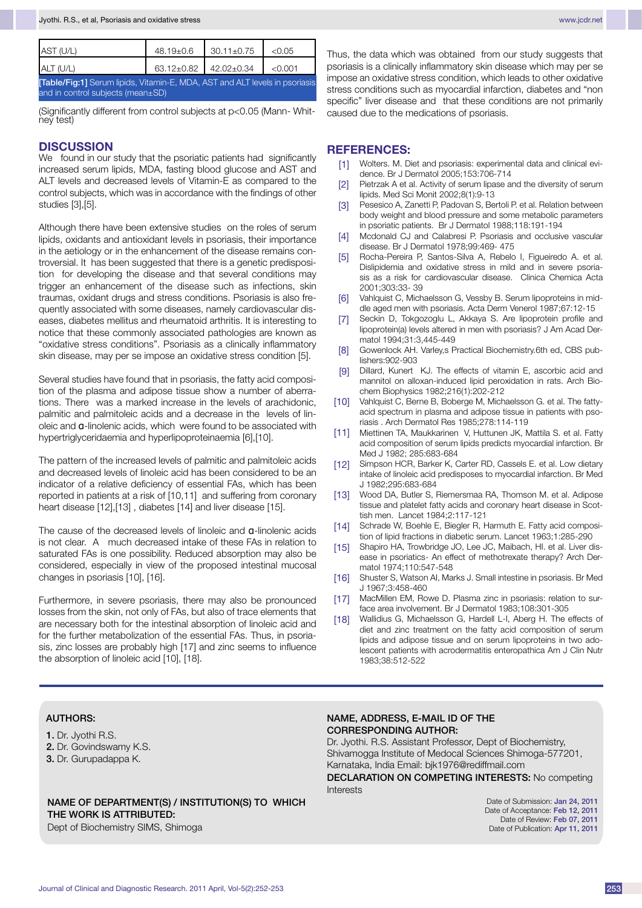| | | | |
|---|---|---|---|
| AST (U/L) | 48.19±0.6 | 30.11±0.75 | <0.05 |
| ALT (U/L) | 63.12±0.82 | 42.02±0.34 | <0.001 |

**[Table/Fig:1]** Serum lipids, Vitamin-E, MDA, AST and ALT levels in psoriasis and in control subjects (mean±SD)

(Significantly different from control subjects at p<0.05 (Mann- Whitney test)

## DISCUSSION

We found in our study that the psoriatic patients had significantly increased serum lipids, MDA, fasting blood glucose and AST and ALT levels and decreased levels of Vitamin-E as compared to the control subjects, which was in accordance with the findings of other studies [3],[5].

Although there have been extensive studies on the roles of serum lipids, oxidants and antioxidant levels in psoriasis, their importance in the aetiology or in the enhancement of the disease remains controversial. It has been suggested that there is a genetic predisposition for developing the disease and that several conditions may trigger an enhancement of the disease such as infections, skin traumas, oxidant drugs and stress conditions. Psoriasis is also frequently associated with some diseases, namely cardiovascular diseases, diabetes mellitus and rheumatoid arthritis. It is interesting to notice that these commonly associated pathologies are known as "oxidative stress conditions". Psoriasis as a clinically inflammatory skin disease, may per se impose an oxidative stress condition [5].

Several studies have found that in psoriasis, the fatty acid composition of the plasma and adipose tissue show a number of aberrations. There was a marked increase in the levels of arachidonic, palmitic and palmitoleic acids and a decrease in the levels of linoleic and α-linolenic acids, which were found to be associated with hypertriglyceridaemia and hyperlipoproteinaemia [6],[10].

The pattern of the increased levels of palmitic and palmitoleic acids and decreased levels of linoleic acid has been considered to be an indicator of a relative deficiency of essential FAs, which has been reported in patients at a risk of [10,11] and suffering from coronary heart disease [12],[13] , diabetes [14] and liver disease [15].

The cause of the decreased levels of linoleic and α-linolenic acids is not clear. A much decreased intake of these FAs in relation to saturated FAs is one possibility. Reduced absorption may also be considered, especially in view of the proposed intestinal mucosal changes in psoriasis [10], [16].

Furthermore, in severe psoriasis, there may also be pronounced losses from the skin, not only of FAs, but also of trace elements that are necessary both for the intestinal absorption of linoleic acid and for the further metabolization of the essential FAs. Thus, in psoriasis, zinc losses are probably high [17] and zinc seems to influence the absorption of linoleic acid [10], [18].

Thus, the data which was obtained from our study suggests that psoriasis is a clinically inflammatory skin disease which may per se impose an oxidative stress condition, which leads to other oxidative stress conditions such as myocardial infarction, diabetes and "non specific" liver disease and that these conditions are not primarily caused due to the medications of psoriasis.

## REFERENCES:

[1] Wolters. M. Diet and psoriasis: experimental data and clinical evidence. Br J Dermatol 2005;153:706-714

[2] Pietrzak A et al. Activity of serum lipase and the diversity of serum lipids. Med Sci Monit 2002;8(1):9-13

[3] Pesesico A, Zanetti P, Padovan S, Bertoli P. et al. Relation between body weight and blood pressure and some metabolic parameters in psoriatic patients. Br J Dermatol 1988;118:191-194

[4] Mcdonald CJ and Calabresi P. Psoriasis and occlusive vascular disease. Br J Dermatol 1978;99:469- 475

[5] Rocha-Pereira P, Santos-Silva A, Rebelo I, Figueiredo A. et al. Dislipidemia and oxidative stress in mild and in severe psoriasis as a risk for cardiovascular disease. Clinica Chemica Acta 2001;303:33- 39

[6] Vahlquist C, Michaelsson G, Vessby B. Serum lipoproteins in middle aged men with psoriasis. Acta Derm Venerol 1987;67:12-15

[7] Seckin D, Tokgozoglu L, Akkaya S. Are lipoprotein profile and lipoprotein(a) levels altered in men with psoriasis? J Am Acad Dermatol 1994;31:3,445-449

[8] Gowenlock AH. Varley,s Practical Biochemistry.6th ed, CBS publishers:902-903

[9] Dillard, Kunert KJ. The effects of vitamin E, ascorbic acid and mannitol on alloxan-induced lipid peroxidation in rats. Arch Biochem Biophysics 1982;216(1):202-212

[10] Vahlquist C, Berne B, Boberge M, Michaelsson G. et al. The fatty-acid spectrum in plasma and adipose tissue in patients with psoriasis . Arch Dermatol Res 1985;278:114-119

[11] Miettinen TA, Maukkarinen V, Huttunen JK, Mattila S. et al. Fatty acid composition of serum lipids predicts myocardial infarction. Br Med J 1982; 285:683-684

[12] Simpson HCR, Barker K, Carter RD, Cassels E. et al. Low dietary intake of linoleic acid predisposes to myocardial infarction. Br Med J 1982;295:683-684

[13] Wood DA, Butler S, Riemersmaa RA, Thomson M. et al. Adipose tissue and platelet fatty acids and coronary heart disease in Scottish men. Lancet 1984;2:117-121

[14] Schrade W, Boehle E, Biegler R, Harmuth E. Fatty acid composition of lipid fractions in diabetic serum. Lancet 1963;1:285-290

[15] Shapiro HA, Trowbridge JO, Lee JC, Maibach, HI. et al. Liver disease in psoriatics- An effect of methotrexate therapy? Arch Dermatol 1974;110:547-548

[16] Shuster S, Watson AI, Marks J. Small intestine in psoriasis. Br Med J 1967;3:458-460

[17] MacMillen EM, Rowe D. Plasma zinc in psoriasis: relation to surface area involvement. Br J Dermatol 1983;108:301-305

[18] Wallidius G, Michaelsson G, Hardell L-I, Aberg H. The effects of diet and zinc treatment on the fatty acid composition of serum lipids and adipose tissue and on serum lipoproteins in two adolescent patients with acrodermatitis enteropathica Am J Clin Nutr 1983;38:512-522

**AUTHORS:**

1. Dr. Jyothi R.S.
2. Dr. Govindswamy K.S.
3. Dr. Gurupadappa K.

**NAME OF DEPARTMENT(S) / INSTITUTION(S) TO WHICH THE WORK IS ATTRIBUTED:**

Dept of Biochemistry SIMS, Shimoga

**NAME, ADDRESS, E-MAIL ID OF THE CORRESPONDING AUTHOR:**

Dr. Jyothi. R.S. Assistant Professor, Dept of Biochemistry, Shivamogga Institute of Medocal Sciences Shimoga-577201, Karnataka, India Email: bjk1976@rediffmail.com

**DECLARATION ON COMPETING INTERESTS:** No competing Interests

Date of Submission: Jan 24, 2011
Date of Acceptance: Feb 12, 2011
Date of Review: Feb 07, 2011
Date of Publication: Apr 11, 2011